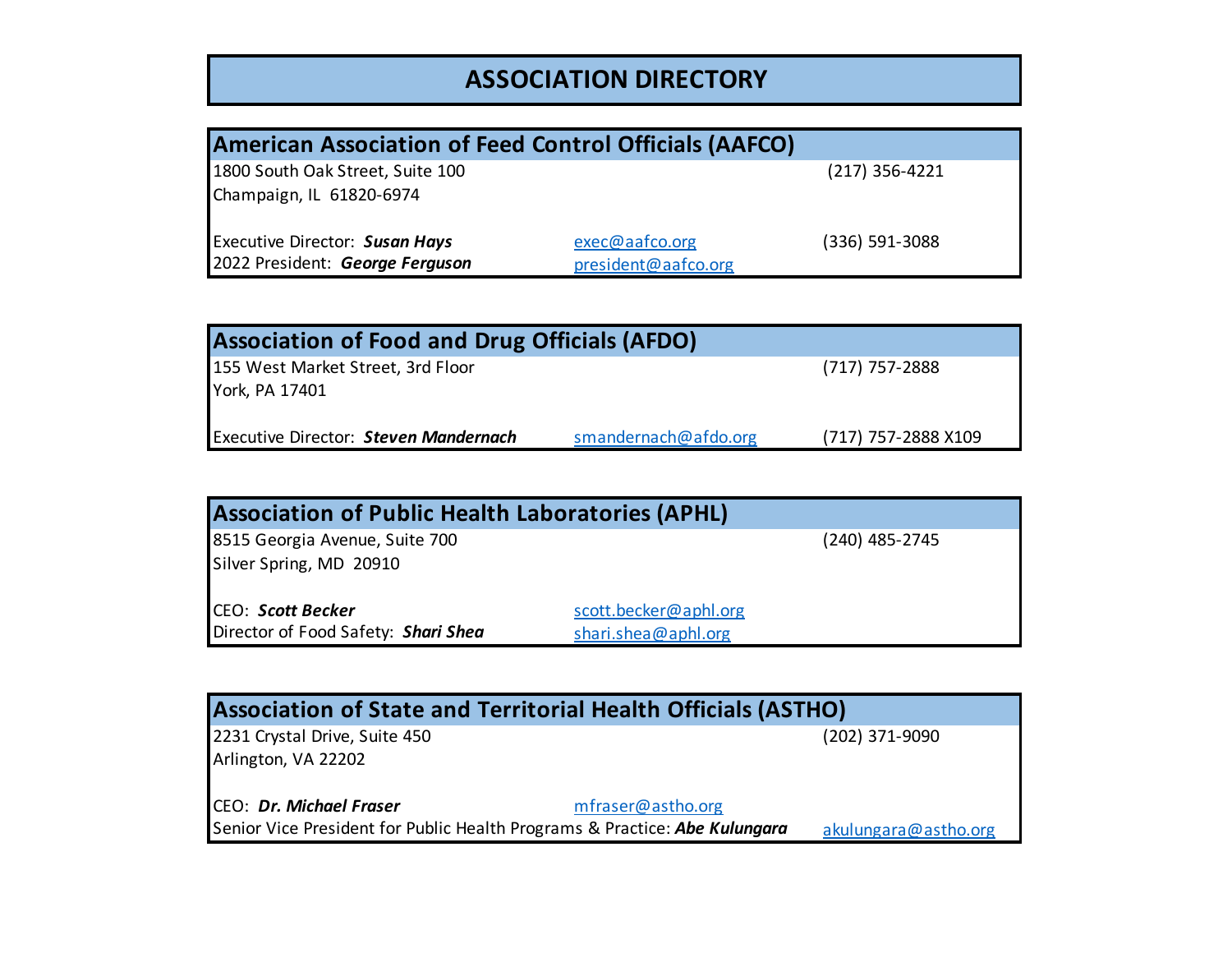# ASSOCIATION DIRECTORY

## American Association of Feed Control Officials (AAFCO)

1800 South Oak Street, Suite 100
Champaign, IL 61820-6974

(217) 356-4221

Executive Director: ***Susan Hays*** — exec@aafco.org — (336) 591-3088
2022 President: ***George Ferguson*** — president@aafco.org

## Association of Food and Drug Officials (AFDO)

155 West Market Street, 3rd Floor
York, PA 17401

(717) 757-2888

Executive Director: ***Steven Mandernach*** — smandernach@afdo.org — (717) 757-2888 X109

## Association of Public Health Laboratories (APHL)

8515 Georgia Avenue, Suite 700
Silver Spring, MD 20910

(240) 485-2745

CEO: ***Scott Becker*** — scott.becker@aphl.org
Director of Food Safety: ***Shari Shea*** — shari.shea@aphl.org

## Association of State and Territorial Health Officials (ASTHO)

2231 Crystal Drive, Suite 450
Arlington, VA 22202

(202) 371-9090

CEO: ***Dr. Michael Fraser*** — mfraser@astho.org
Senior Vice President for Public Health Programs & Practice: ***Abe Kulungara*** — akulungara@astho.org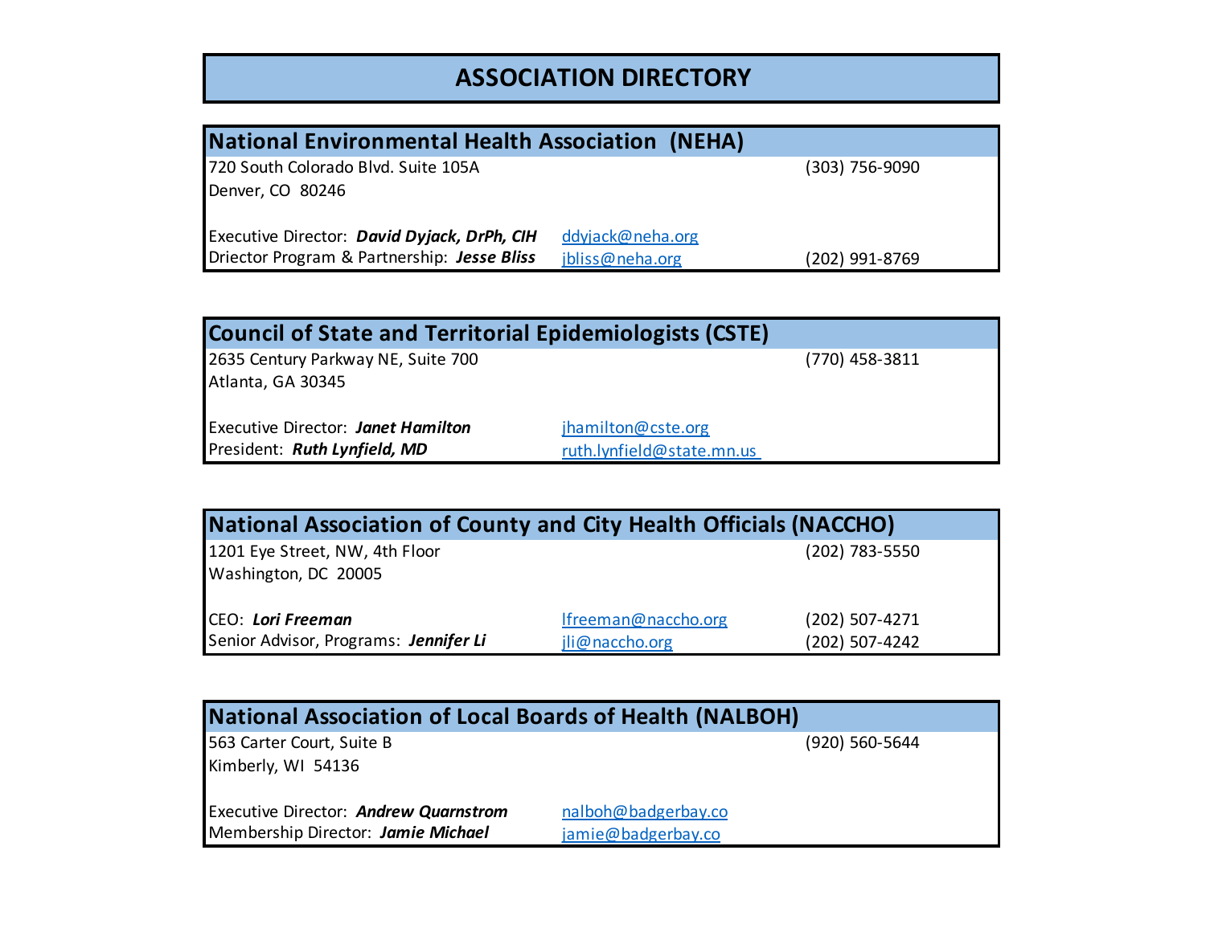# ASSOCIATION DIRECTORY

## National Environmental Health Association (NEHA)

720 South Colorado Blvd. Suite 105A
Denver, CO 80246
(303) 756-9090

| | | |
|---|---|---|
| Executive Director: ***David Dyjack, DrPh, CIH*** | ddyjack@neha.org | |
| Driector Program & Partnership: ***Jesse Bliss*** | jbliss@neha.org | (202) 991-8769 |

## Council of State and Territorial Epidemiologists (CSTE)

2635 Century Parkway NE, Suite 700
Atlanta, GA 30345
(770) 458-3811

| | |
|---|---|
| Executive Director: ***Janet Hamilton*** | jhamilton@cste.org |
| President: ***Ruth Lynfield, MD*** | ruth.lynfield@state.mn.us |

## National Association of County and City Health Officials (NACCHO)

1201 Eye Street, NW, 4th Floor
Washington, DC 20005
(202) 783-5550

| | | |
|---|---|---|
| CEO: ***Lori Freeman*** | lfreeman@naccho.org | (202) 507-4271 |
| Senior Advisor, Programs: ***Jennifer Li*** | jli@naccho.org | (202) 507-4242 |

## National Association of Local Boards of Health (NALBOH)

563 Carter Court, Suite B
Kimberly, WI 54136
(920) 560-5644

| | |
|---|---|
| Executive Director: ***Andrew Quarnstrom*** | nalboh@badgerbay.co |
| Membership Director: ***Jamie Michael*** | jamie@badgerbay.co |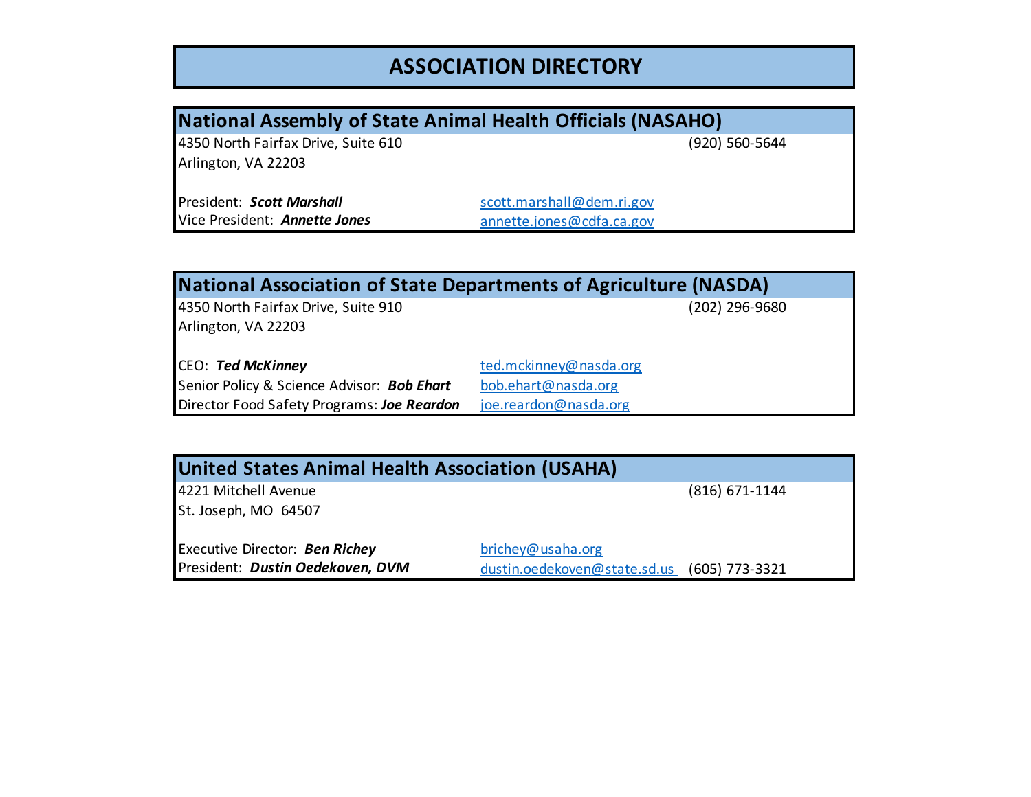# ASSOCIATION DIRECTORY

## National Assembly of State Animal Health Officials (NASAHO)

4350 North Fairfax Drive, Suite 610
Arlington, VA 22203

(920) 560-5644

| | | |
|---|---|---|
| President: ***Scott Marshall*** | scott.marshall@dem.ri.gov | |
| Vice President: ***Annette Jones*** | annette.jones@cdfa.ca.gov | |

## National Association of State Departments of Agriculture (NASDA)

4350 North Fairfax Drive, Suite 910
Arlington, VA 22203

(202) 296-9680

| | | |
|---|---|---|
| CEO: ***Ted McKinney*** | ted.mckinney@nasda.org | |
| Senior Policy & Science Advisor: ***Bob Ehart*** | bob.ehart@nasda.org | |
| Director Food Safety Programs: ***Joe Reardon*** | joe.reardon@nasda.org | |

## United States Animal Health Association (USAHA)

4221 Mitchell Avenue
St. Joseph, MO 64507

(816) 671-1144

| | | |
|---|---|---|
| Executive Director: ***Ben Richey*** | brichey@usaha.org | |
| President: ***Dustin Oedekoven, DVM*** | dustin.oedekoven@state.sd.us | (605) 773-3321 |